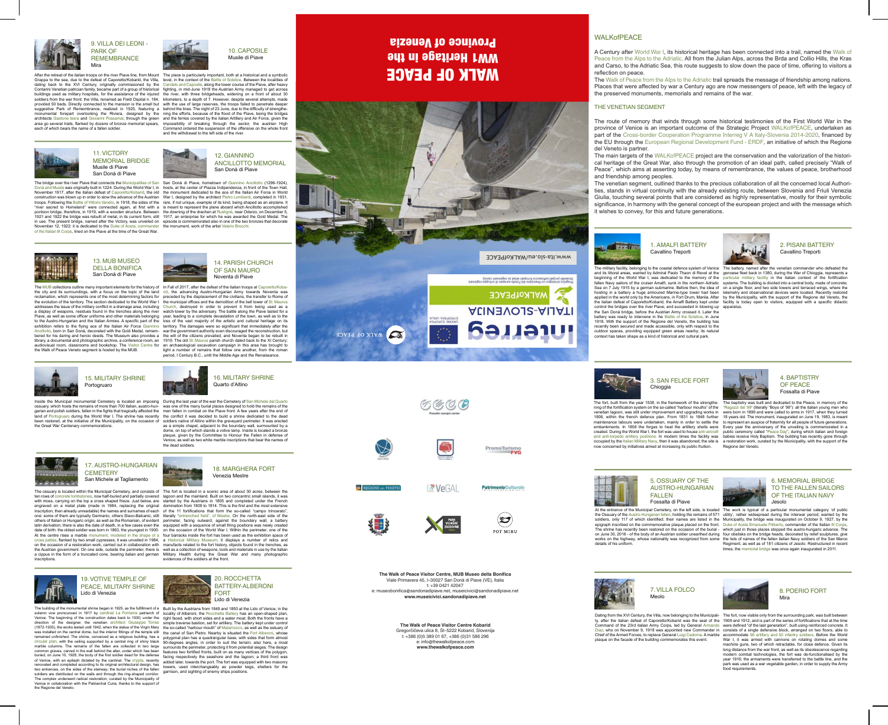# WALK OF PEACE

## WW1 Heritage in the Province of Venezia

www.ita-slo.eu/WALKofPEACE

Interreg ITALIA-SLOVENIJA — WALKofPEACE

## WALKofPEACE

A Century after World War I, its historical heritage has been connected into a trail, named the Walk of Peace from the Alps to the Adriatic. All from the Julian Alps, across the Brda and Collio Hills, the Kras and Carso, to the Adriatic Sea, this route suggests to slow down the pace of time, offering to visitors a reflection on peace.

The Walk of Peace from the Alps to the Adriatic trail spreads the message of friendship among nations. Places that were affected by war a Century ago are now messengers of peace, left with the legacy of the preserved monuments, memorials and remains of the war.

### THE VENETIAN SEGMENT

The route of memory that winds through some historical testimonies of the First World War in the province of Venice is an important outcome of the Strategic Project WALKofPEACE, undertaken as part of the Cross-border Cooperation Programme Interreg V A Italy-Slovenia 2014-2020, financed by the EU through the European Regional Development Fund - ERDF, an initiative of which the Regione del Veneto is partner.

The main targets of the WALKofPEACE project are the conservation and the valorization of the historical heritage of the Great War, also through the promotion of an ideal path, called precisely "Walk of Peace", which aims at asserting today, by means of remembrance, the values of peace, brotherhood and friendship among peoples.

The venetian segment, outlined thanks to the precious collaboration of all the concerned local Authorities, stands in virtual continuity with the already existing route, between Slovenia and Friuli Venezia Giulia, touching several points that are considered as highly representative, mostly for their symbolic significance, in harmony with the general concept of the european project and with the message which it wishes to convey, for this and future generations.

### 1. AMALFI BATTERY
Cavallino Treporti

The military facility, belonging to the coastal defense system of Venice and its littoral areas, wanted by Admiral Paolo Thaon di Revel at the beginning of the World War I, was dedicated to the memory of the fallen Navy sailors of the cruiser Amalfi, sunk in the northern Adriatic Sea on 7 July 1915 by a German submarine. Before then, the idea of hosting in a battery a huge armoured Marine-type tower had been applied in the world only by the Americans, in Fort Drum, Manila. After the italian defeat of Caporetto/Kobarid, the Amalfi Battery kept under control the bridges over the river Piave, and succeeded in blowing up the San Donà bridge, before the Austrian Army crossed it. Later the battery was ready to intervene in the Battle of the Solstice, in June 1918. With the support of the Regione del Veneto, the building has recently been secured and made accessible, only with respect to the outdoor spaces, providing equipped green areas nearby; its natural context has taken shape as a kind of historical and cultural park.

### 2. PISANI BATTERY
Cavallino Treporti

The battery, named after the venetian commander who defeated the genoese fleet back in 1380, during the War of Chioggia, represents a particular military facility in the italian context of the fortification systems. The building is divided into a central body, made of concrete, on a single floor, and two side towers and terraced wings, where the telemetry and observational devices were located. Recently restored by the Municipality, with the support of the Regione del Veneto, the facility is today open to visitors, equipped with a specific didactic apparatus.

### 3. SAN FELICE FORT
Chioggia

The fort, built from the year 1538, in the framework of the strengthening of the fortification system on the so-called "harbour mouths" of the venetian lagoon, was still under improvement and upgrading works in 1806, within the french defence plan. From 1831 to 1848 further maintenance labours were undertaken, mainly in order to settle the embankments. In 1856 the forges to heat the artillery shells were created. During the World War I, the fort was used to house anti-aircraft and anti-torpedo artillery positions. In modern times the facility was occupied by the Italian Military Navy, then it was abandoned; the site is now concerned by initiatives aimed at increasing its public fruition.

### 4. BAPTISTRY OF PEACE
Fossalta di Piave

The baptistry was built and dedicated to the Peace, in memory of the "Ragazzi del '99" (literally "Boys of '99"): all the italian young men who were born in 1899 and were called to arms in 1917, when they turned 18 years old. The monument, inaugurated on June 19, 1983, is meant to represent an auspice of fraternity for all people of future generations. Every year the anniversary of the unveiling is commemorated in a public ceremony called "Peace Day", during which italian and foreign babies receive Holy Baptism. The building has recently gone through a restoration work, curated by the Municipality, with the support of the Regione del Veneto.

### 5. OSSUARY OF THE AUSTRO-HUNGARIAN FALLEN
Fossalta di Piave

At the entrance of the Municipal Cemetery, on the left side, is located the Ossuary of the Austro-Hungarian fallen, holding the remains of 571 soldiers, only 117 of which identified; their names are listed in the epigraph inscribed on the commemorative plaque placed on the front. The shrine has recently been restored on the occasion of the burial - on June 30, 2016 - of the body of an Austrian soldier unearthed during works on the highway, whose nationality was recognized from some details of his uniform.

### 6. MEMORIAL BRIDGE TO THE FALLEN SAILORS OF THE ITALIAN NAVY
Jesolo

The work is typical of a particular monumental category 'of public utility', rather widespread during the interwar period; wanted by the Municipality, the bridge was inaugurated on October 9, 1927, by the Duke of Aosta Emanuele Filiberto, commander of the Italian III Corps, which just in those places stopped the austro-hungaric advance. The four obelisks on the bridge heads, decorated by relief sculptures, give the lists of names of the fallen Italian Navy soldiers of the San Marco Regiment, as well as of 181 citizens of Jesolo. Restructured in recent times, the memorial bridge was once again inaugurated in 2011.

### 7. VILLA FOLCO
Meolo

Dating from the XVI Century, the Villa, now belonging to the Municipality, after the italian defeat of Caporetto/Kobarid was the seat of the Command of the 23rd italian Army Corps, led by General Armando Diaz, who on November 9, 1918 was appointed new Commander in Chief of the Armed Forces, to replace General Luigi Cadorna. A marble plaque on the facade of the building commemorates this event.

### 8. POERIO FORT
Mira

The fort, now visible only from the surrounding park, was built between 1909 and 1912, and is part of the series of fortifications that at the time were defined "of the last generation", built using reinforced concrete. It consists of a single defensive block, arranged on two floors, able to accommodate 90 artillery and 50 infantry soldiers. Before the World War I, it was armed with cannons on rotating domes and some machine guns, two of which retractable, for close defence. Given its long distance from the war front, as well as its obsolescence regarding modern combat technologies, the fort was de-functionalised by the year 1916; the armaments were transferred to the battle line, and the park was used as a war vegetable garden, in order to supply the Army food requirements.

### 9. VILLA DEI LEONI - PARK OF REMEMBRANCE
Mira

After the retreat of the italian troops on the river Piave line, from Mount Grappa to the sea, due to the defeat of Caporetto/Kobarid, the Villa, dating back to the XVI Century, originally commissioned by the Contarini Venetian patrician family, became part of a group of historical buildings used as military hospitals, for the assistance of the injured soldiers from the war front; the Villa, renamed as Field Ospital n. 184, provided 50 beds. Directly connected to the mansion is the small but suggestive Park of Remembrance, realized in 1925, featuring a monumental forepart overlooking the Riviera, designed by the architects Gastone Isera and Giovanni Possamai; through the green area go several trails, flanked by dozens of bronze memorial spears, each of which bears the name of a fallen soldier.

### 10. CAPOSILE
Musile di Piave

The place is particularly important, both at a historical and a symbolic level, in the context of the Battle of Solstice. Between the localities of Candelù and Caposile, along the lower course of the Piave, after heavy fighting, in mid-June 1918 the Austrian Army managed to get across the river, with three bridgeheads, widening on a front of about 30 kilometers, to a depth of 7. However, despite several attempts, made with the use of large reserves, the troops failed to penetrate deeper behind the lines. The night of 23 June, due to the difficulty of strengthening the efforts, because of the flood of the Piave, being the bridges and the ferries covered by the Italian Artillery and Air Force, given the impossibility of breaking through the sector, the austrian High Command ordered the suspension of the offensive on the whole front and the withdrawal to the left side of the river.

### 11. VICTORY MEMORIAL BRIDGE
Musile di Piave
San Donà di Piave

The bridge over the river Piave that connects the Municipalities of San Donà and Musile was originally built in 1224. During the World War I, in November 1917, after the italian defeat of Caporetto/Kobarid, the old construction was blown up in order to slow the advance of the Austrian troops. Following the Battle of Vittorio Veneto, in 1918, the sides of the "river sacred to Homeland" were connected again, at first with a pontoon bridge, therefore, in 1919, with a wooden structure. Between 1921 and 1922 the bridge was rebuilt of metal, in its current form, still in use. The present bridge, named after the Victory, was unveiled on November 12, 1922: it is dedicated to the Duke of Aosta, commander of the Italian III Corps, lined on the Piave at the time of the Great War.

### 12. GIANNINO ANCILLOTTO MEMORIAL
San Donà di Piave

San Donà di Piave, hometown of Giannino Ancillotto (1296-1924), hosts, at the center of Piazza Indipendenza, in front of the Town Hall, the monument dedicated to the ace of the Italian Air Force in World War I, designed by the architect Pietro Lombardi, completed in 1931, rare, if not unique, example of its kind, being shaped as an airplane. It is meant to represent the plane aboard which Ancillotto accomplished the downing of the drachen at Rustignè, near Oderzo, on December 5, 1917, an enterprise for which he was awarded the Gold Medal. The episode is commemorated also in one of the two bronzes that decorate the monument, work of the artist Valerio Brocchi.

### 13. MUB MUSEO DELLA BONIFICA
San Donà di Piave

The MUB collections outline many important elements for the history of the city and its surroundings, with a focus on the topic of the land reclamation, which represents one of the most determining factors for the evolution of the territory. The section dedicated to the World War I addresses the issue of the military conflict in a drainage area, including a display of weapons, residues found in the trenches along the river Piave, as well as some officer uniforms and other materials belonging to the Austro-Hungarian and the Italian Armies. A specific part of the exhibition refers to the flying ace of the Italian Air Force Giannino Ancillotto, born in San Donà, decorated with the Gold Medal, remembered for his daring and heroic deeds. The Museum also provides a library, a documental and photographic archive, a conference room, an audiovisual room, classrooms and bookshop. The Visitor Centre for the Walk of Peace Veneto segment is hosted by the MUB.

### 14. PARISH CHURCH OF SAN MAURO
Noventa di Piave

In Fall of 2017, after the defeat of the italian troops at Caporetto/Kobarid, the advancing Austro-Hungarian Army towards Noventa was preceded by the displacement of the civilians, the transfer to Rome of the municipal offices and the demolition of the bell tower of St. Maurus Church, destroyed in order to prevent it from being used as a watch-tower by the adversary. The battle along the Piave lasted for a year, leading to a complete devastation of the town, as well as to the loss of the vast majority of the artistic and cultural heritage on its territory. The damages were so significant that immediately after the war the government authority even discouraged the reconstruction, but the will of the citizens prevailed, and Noventa began to be rebuilt in 1919. The old St. Maurus parish church dated back to the XI Century; an archaeological excavation campaign in this area has brought to light a number of remains that follow one another, from the roman period, I Century B.C., until the Middle Age and the Renaissance.

### 15. MILITARY SHRINE
Portogruaro

Inside the Municipal monumental Cemetery is located an imposing ossuary, which hosts the remains of more than 700 italian, austro-hungarian and polish soldiers, fallen in the fights that tragically affected the land of Portogruaro during the World War I. The shrine has recently been restored, at the initiative of the Municipality, on the occasion of the Great War Centenary commemorations.

### 16. MILITARY SHRINE
Quarto d'Altino

During the last year of the war the Cemetery of San Michele del Quarto was one of the many burial places designed to hold the remains of the men fallen in combat on the Piave front. A few years after the end of the conflict it was decided to build a shrine dedicated to the dead soldiers native of Altino within the graveyard perimeter. It was erected as a simple chapel, adjacent to the boundary wall, surmounted by a dome, on top of which stands a votive lamp. Inside is located a bronze plaque, given by the Committee to Honour the Fallen in defense of Venice, as well as two white marble inscriptions that bear the names of the dead soldiers.

### 17. AUSTRO-HUNGARIAN CEMETERY
San Michele al Tagliamento

The ossuary is located within the Municipal Cemetery, and consists of ten rows of concrete tombstones, now half-buried and partially covered with moss, carrying on the top a cross shaped frieze. Just below, are engraved on a metal plate (made in 1984, replacing the original inscription, then already unreadable) the names and surnames of each one: some of them are typically Germanic, others Slavo-Balcanic, still others of Italian or Hungaric origin, as well as the Romanian, of evident latin derivation; there is also the date of death, in a few cases even the date of birth: the oldest soldier was born in 1863, the youngest in 1900. At the centre rises a marble monument, modeled in the shape of a cross pattée, flanked by two small cypresses; it was unveiled in 1984, on the occasion of a restoration work, carried out in collaboration with the Austrian government. On one side, outside the perimeter, there is a cippus in the form of a truncated cone, bearing italian and german inscriptions.

### 18. MARGHERA FORT
Venezia Mestre

The fort is located in a scenic area of about 30 acres, between the lagoon and the mainland. Built on two concentric small islands, it was started by the Austrians in 1805 and completed under the French domination from 1809 to 1814. This is the first and the most extensive of the 11 fortifications that form the so-called "campo trincerato", literally "entrenched field", of Mestre. On the north-east side of the perimeter, facing outward, against the boundary wall, a battery equipped with a sequence of small firing positions was newly created on the occasion of the World War I. Within the perimeter, one of the four barracks inside the fort has been used as the exhibition space of a Historical Military Museum; it displays a number of relics and manufacts related to the fort history, objects found in the trenches, as well as a collection of weapons, tools and materials in use by the italian Military Health during the Great War and many photographic evidences of the soldiers at the front.

### 19. VOTIVE TEMPLE OF PEACE, MILITARY SHRINE
Lido di Venezia

The building of the monumental shrine began in 1925, as the fulfillment of a solemn vow pronounced in 1917 by cardinal La Fontaine patriarch of Venice. The beginning of the construction dates back to 1930; under the direction of the designer, the venetian architect Giuseppe Torres (1872-1935), the works lasted until 1942, when the statue of the Virgin Mary was installed on the central dome, but the interior fittings of the temple still remained unfinished. The shrine, conceived as a religious building, has a circular plan, with the ceiling supported by a central ring of shiny black marble columns. The remains of the fallen are collected in two large common graves, carved in the wall behind the altar, under which has been buried, on June 10, 1928, the body of the first soldier dead for the defense of Venice, with an epitaph dictated by the cardinal. The crypta, recently renovated and completed according to its original architectural design, has two entrances, on the sides of the stairway; the burial niches of the fallen soldiers are distributed on the walls and through the ring-shaped corridor. The complex underwent radical restoration, curated by the Municipality of Venice in collaboration with the Patriarchal Curia, thanks to the support of the Regione del Veneto.

### 20. ROCCHETTA BATTERY-ALBERONI FORT
Lido di Venezia

Built by the Austrians from 1849 and 1850 at the Lido of Venice, in the locality of Alberoni, the Rocchetta Battery has an open-shaped plan, right faced, with short sides and a water moat. Both the fronts have a simple traverse bastion, set for artillery. The battery kept under control the so-called "harbour mouth" of Malamocco, as well as the estuary of the canal of San Pietro. Nearby is situated the Fort Alberoni, whose polygonal plan has a quadrangular base, with sides that form almost 90-degrees angles, in order to suit the terrain; also here, a moat surrounds the perimeter, protecting it from potential sieges. The design features two fortified fronts, built on as many vertices of the polygon, facing respectively the seashore and the lagoon; a third front was added later, towards the port. The fort was equipped with two masonry towers, used interchangeably as powder kegs, shelters for the garrison, and sighting of enemy ships positions.

Posoški razvojni center — REGIONE DEL VENETO — VeGAL — PatrimonioCulturale — PromoTurismo FVG — PARK VOJAŠKE ZGODOVINE PIVKA — POT MIRU

**The Walk of Peace Visitor Centre, MUB Museo della Bonifica**
Viale Primavera 45, I-30027 San Donà di Piave (VE), Italia
t: +39 0421 42047
e: museobonifica@sandonadipiave.net, museicivici@sandonadipiave.net
**www.museicivici.sandonadipiave.net**

**The Walk of Peace Visitor Centre Kobarid**
Gregorčičeva ulica 8, SI-5222 Kobarid, Slovenija
t: +386 (0)5 389 01 67, +386 (0)31 586 296
e: info@thewalkofpeace.com
**www.thewalkofpeace.com**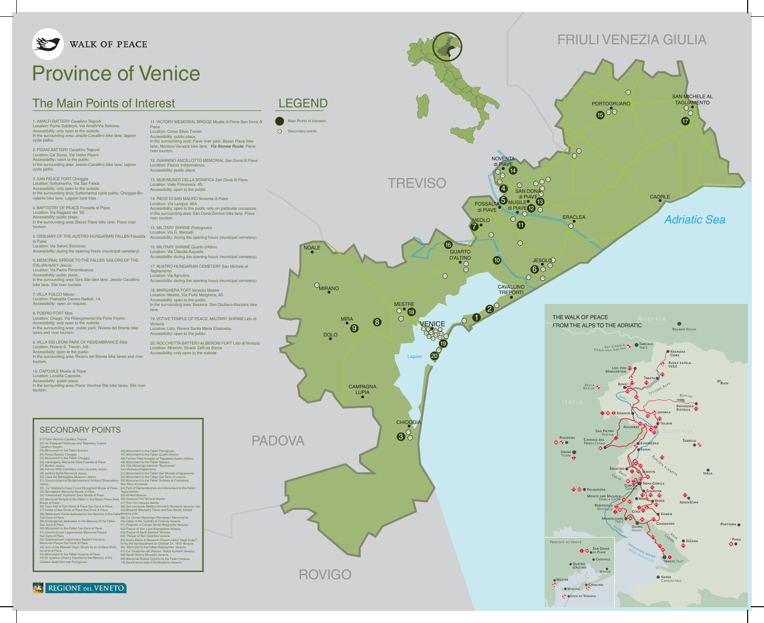WALK OF PEACE

# Province of Venice

## The Main Points of Interest

1. AMALFI BATTERY Cavallino Treporti
Location: Punta Sabbioni, Via Amalfi/Via Retrone.
Accessibility: only open to the outside.
In the surrounding area: Jesolo-Cavallino bike lane, lagoon cycle paths.

2. PISANI BATTERY Cavallino Treporti
Location: Ca' Savio, Via Vettor Pisani.
Accessibility: open to the public.
In the surrounding area: Jesolo-Cavallino bike lane, lagoon cycle paths.

3. SAN FELICE FORT Chioggia
Location: Sottomarina, Via San Felice.
Accessibility: only open to the outside.
In the surrounding area: Sottomarina cycle paths; Chioggia-Bo-volente bike lane. Lagoon boat trips.

4. BAPTISTRY OF PEACE Fossalta di Piave
Location: Via Ragazzi del '99.
Accessibility: public place.
In the surrounding area: Basso Piave bike lane. Piave river tourism.

5. OSSUARY OF THE AUSTRO-HUNGARIAN FALLEN Fossalta di Piave
Location: Via Saloni Soccorso.
Accessibility: during the opening hours (municipal cemetery).

6. MEMORIAL BRIDGE TO THE FALLEN SAILORS OF THE ITALIAN NAVY Jesolo
Location: Via Parco Rimembranza.
Accessibility: public place.
In the surrounding area: Gira Sile bike lane, Jesolo-Cavallino bike lane. Sile river tourism.

7. VILLA FOLCO Meolo
Location: Piazzetta Cesare Battisti, 14.
Accessibility: open on request.

8. POERIO FORT Mira
Location: Oriago, Via Risorgimento/Via Forte Poerio.
Accessibility: only open to the outside.
In the surrounding area: public park; Riviera del Brenta bike lanes and river tourism.

9. VILLA DEI LEONI-PARK OF REMEMBRANCE Mira
Location: Riviera S. Trentin, 5/6.
Accessibility: open to the public.
In the surrounding area: Riviera del Brenta bike lanes and river tourism.

10. CAPOSILE Musile di Piave
Location: Località Caposile.
Accessibility: public place.
In the surrounding area: Piave Vecchia-Sile bike lanes. Sile river tourism.

11. VICTORY MEMORIAL BRIDGE Musile di Piave-San Donà di Piave
Location: Corso Silvio Trentin.
Accessibility: public place.
In the surrounding area: Piave river park; Basso Piave bike lane; Monaco-Venezia bike lane; ***Via Romea Route***. Piave river tourism.

12. GIANNINO ANCILLOTTO MEMORIAL San Donà di Piave
Location: Piazza Indipendenza.
Accessibility: public place.

13. MUB MUSEO DELLA BONIFICA San Donà di Piave
Location: Viale Primavera, 45.
Accessibility: open to the public.

14. PIEVE DI SAN MAURO Noventa di Piave
Location: Via Lampol, 46A.
Accessibility: open to the public only on particular occasions.
In the surrounding area: San Donà-Zenson bike lane. Piave river tourism.

15. MILITARY SHRINE Portogruaro
Location: Via G. Mercalli.
Accessibility: during the opening hours (municipal cemetery).

16. MILITARY SHRINE Quarto d'Altino
Location: Via Claudia Augusta.
Accessibility: during the opening hours (municipal cemetery).

17. AUSTRO-HUNGARIAN CEMETERY San Michele al Tagliamento
Location: Via Agnolina.
Accessibility: during the opening hours (municipal cemetery).

18. MARGHERA FORT Venezia Mestre
Location: Mestre, Via Forte Marghera, 30.
Accessibility: open to the public.
In the surrounding area: Bazzera. San Giuliano-Bazzera bike lane.

19. VOTIVE TEMPLE OF PEACE, MILITARY SHRINE Lido di Venezia
Location: Lido, Riviera Santa Maria Elisabetta.
Accessibility: open to the public.

20. ROCCHETTA BATTERY-ALBERONI FORT Lido di Venezia
Location: Alberoni, Strada Zaffi da Barca.
Accessibility: only open to the outside.

## LEGEND

- Main Points of interests
- Secondary points

## SECONDARY POINTS

21) Forte Vecchio Cavallino Treporti
22) Va' Pasquali Firehouse and Telemetry Towers Cavallino Treporti.
23) Monument to the Fallen Eraclea.
24) Penzo Battery Chioggia.
25) Monument to the Fallen Chioggia.
26) Hemingway Memorial Stele Fossalta di Piave.
27) Bunker Jesolo.
28) Former WWI Cemetery (now city park) Jesolo.
29) Andrea Bafile Memorial Jesolo.
30) Casa del Bersagliere Museum Jesolo.
31) Cavazuccherina Bridgehead and Artillery Observatory Jesolo.
32) Ca' Malipiero-Case Croce Stronghold Musile di Piave.
33) Bersagliere Memorial Musile di Piave.
34) "Intestadura" Hydraulic Door Musile di Piave.
35) Memorial Temple to the Fallen in the Basso Piave Area Musile di Piave.
36) Town Hall of San Donà di Piave San Donà di Piave.
37) Dome of San Donà di Piave San Donà di Piave.
38) Retirement Home dedicated to the Memory of the Fallen San Donà di Piave.
39) Kindergarten dedicated to the Memory of the Fallen San Donà di Piave.
40) Monument to the Fallen San Donà di Piave.
41) Czechoslovak Légionnaire Memorial Plaque San Donà di Piave.
42) Czechoslovak Légionnaire Bedrich Havlena Memorial Plaque San Donà di Piave.
43) Icon of the Blessed Virgin Struck by an Artillery Shell Noventa di Piave.
44) Monument to the Fallen Noventa di Piave.
45) St. Ignatius Oratory Devoted to the Memory of the Citizens dead from war Portogruaro.
46) Monument to the Fallen Portogruaro.
47) Monument to the Fallen Quarto d'Altino.
48) Former Field Hospital at Trepalade Quarto d'Altino.
49) Monument to the Fallen Salzano.
50) Villa Mocenigo Ivancich "Barchesse" San Michele al Tagliamento.
51) Monument to the Fallen San Michele al Tagliamento.
52) Monument to the Fallen San Stino di Livenza.
53) Monument to the Fallen Soldiers of Corbolone San Stino di Livenza.
54) Park of Remembrance and Monument to the Fallen Teglio Veneto.
55) Airfield Marcon.
56) Gazzera Fort Venezia Mestre.
57) Tron Fort Venezia Mestre.
58) San Leonardo Battery (formerly Monsarin) Venezia Lido.
59) Morandi Telemetry Tower and San Nicolò Airfield Venezia Lido.
60) Ca' Corner Mocenigo-Permanent Memorial to the Fallen of the Guardia di Finanza Venezia.
61) Flagpole of Campo Santa Margherita Venezia.
62) Plaque of San Luca Evangelista Venezia.
63) Plaque of Santi Apostoli Venezia.
64) Plaque of San Geremia Venezia.
65) Santa Maria di Nazareth Church called "degli Scalzi", hit by the bombardment on October 24, 1915 Venezia.
66) Memorial to the Fallen Railwaymen Venezia.
67) Ca' Giustinian dei Vescovi, Niobe fountain Venezia.
68) Naval History Museum Venezia.
69) Memorial Rostral Column to the Fallen Venezia.
70) Sant'Andrea Island Fortifications Venezia.

FRIULI VENEZIA GIULIA

TREVISO

PADOVA

ROVIGO

Adriatic Sea

PORTOGRUARO
SAN MICHELE AL TAGLIAMENTO
NOVENTA di PIAVE
SAN DONÀ di PIAVE
MUSILE di PIAVE
FOSSALTA di PIAVE
MEOLO
CAORLE
ERACLEA
QUARTO D'ALTINO
JESOLO
CAVALLINO TREPORTI
NOALE
MIRANO
MESTRE
MIRA
DOLO
VENICE
Lagoon
CAMPAGNA LUPIA
CHIOGGIA

THE WALK OF PEACE
FROM THE ALPS TO THE ADRIATIC

AUSTRIA
VILLACH BELJAK
TARVISIO TRBIŽ
VAL CANALE KANALSKA DOLINA
KRANJSKA GORA
RUSKA KAPELA, VRŠIČ
LOG POD MANGARTOM
TRENTA
BOVEC
RESIA REZIJA
JULIJSKE ALPE
SOČA
BLED
BOHINJ
BOHINJSKA BISTRICA
ITALIA
KOBARID
JAVORCA
TOLMIN
KOLOVRAT
SAN PIETRO ŠPIETAR
SLOVENIJA
RAGOGNA
CIVIDALE DEL FRIULI ČEDAD
KAMBREŠKO
ŠEBRELJE
UDINE VIDEM
KANAL
BANJŠKA PLANOTA
ŠMARTNO
BRDA
COLLIO
SABOTIN
IDRIJA
GORIZIA GORICA
NOVA GORICA
PALMANOVA
ŠEMPETER
MONTE SAN MICHELE DEBELA GRIŽA
MIREN
RENČE
AJDOVŠČINA
REDIPUGLIA REDIPULJA
CERJE
KOMEN
MONFALCONE TRŽIČ
DUINO DEVIN
GORJANSKO
POSTOJNA
KRAS CARSO
SEŽANA
PIVKA
JADRANSKO MORJE MARE ADRIATICO
TRIESTE TRST
KOPER CAPODISTRIA

PROVINCE OF VENICE
SAN DONÀ DI PIAVE
CAPOSILE
QUARTO D'ALTINO
JESOLO
MESTRE
CAVALLINO
VENEZIA
LIDO DI VENEZIA

REGIONE DEL VENETO